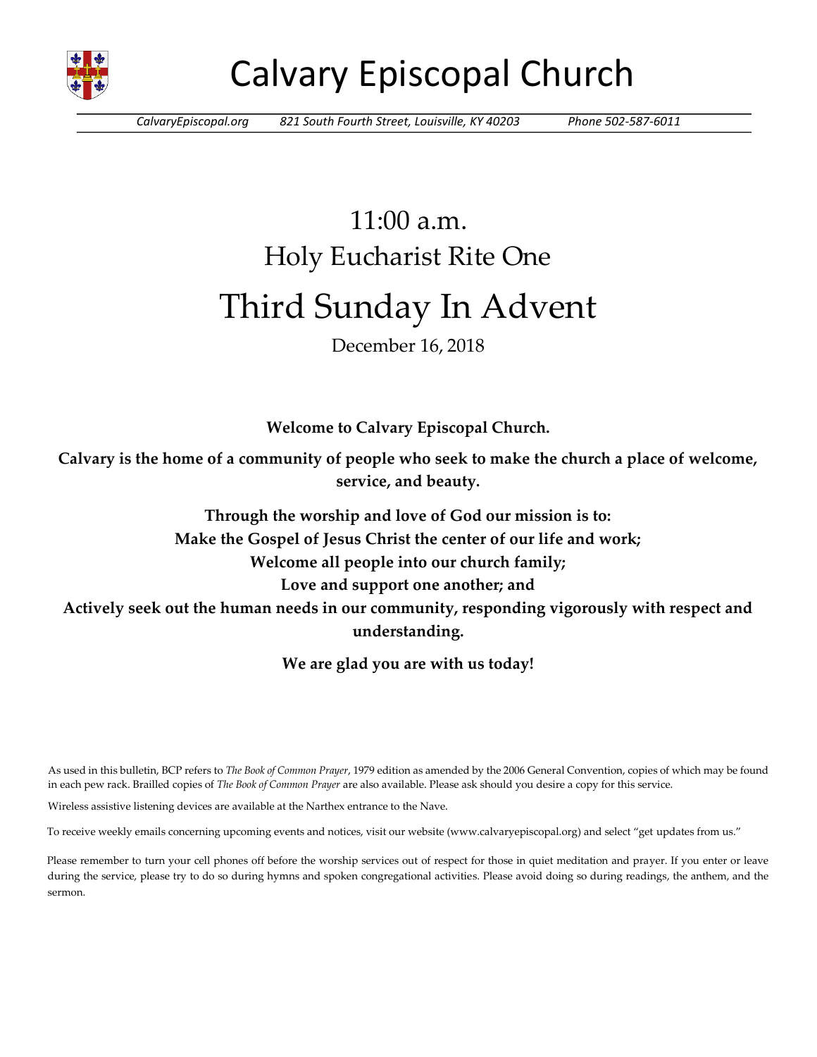# Calvary Episcopal Church

*CalvaryEpiscopal.org* *821 South Fourth Street, Louisville, KY 40203* *Phone 502-587-6011*

11:00 a.m.

Holy Eucharist Rite One

# Third Sunday In Advent

December 16, 2018

**Welcome to Calvary Episcopal Church.**

**Calvary is the home of a community of people who seek to make the church a place of welcome, service, and beauty.**

**Through the worship and love of God our mission is to:**
**Make the Gospel of Jesus Christ the center of our life and work;**
**Welcome all people into our church family;**
**Love and support one another; and**
**Actively seek out the human needs in our community, responding vigorously with respect and understanding.**

**We are glad you are with us today!**

As used in this bulletin, BCP refers to *The Book of Common Prayer*, 1979 edition as amended by the 2006 General Convention, copies of which may be found in each pew rack. Brailled copies of *The Book of Common Prayer* are also available. Please ask should you desire a copy for this service.

Wireless assistive listening devices are available at the Narthex entrance to the Nave.

To receive weekly emails concerning upcoming events and notices, visit our website (www.calvaryepiscopal.org) and select "get updates from us."

Please remember to turn your cell phones off before the worship services out of respect for those in quiet meditation and prayer. If you enter or leave during the service, please try to do so during hymns and spoken congregational activities. Please avoid doing so during readings, the anthem, and the sermon.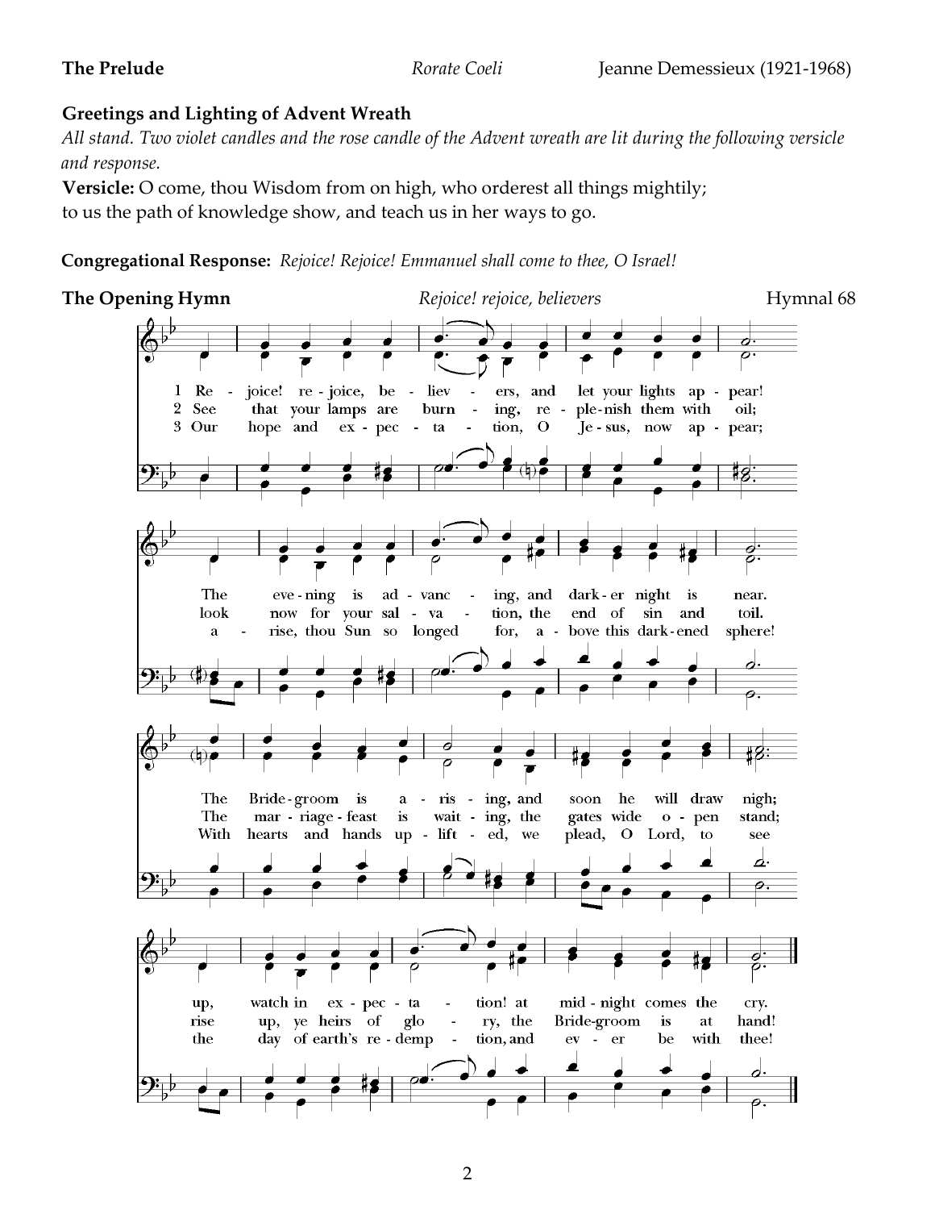**The Prelude** *Rorate Coeli* Jeanne Demessieux (1921-1968)

**Greetings and Lighting of Advent Wreath**

*All stand. Two violet candles and the rose candle of the Advent wreath are lit during the following versicle and response.*

**Versicle:** O come, thou Wisdom from on high, who orderest all things mightily;
to us the path of knowledge show, and teach us in her ways to go.

**Congregational Response:** *Rejoice! Rejoice! Emmanuel shall come to thee, O Israel!*

**The Opening Hymn** *Rejoice! rejoice, believers* Hymnal 68

1 Rejoice! rejoice, believers, and let your lights appear!
The evening is advancing, and darker night is near.
The Bridegroom is arising, and soon he will draw nigh;
up, watch in expectation! at midnight comes the cry.

2 See that your lamps are burning, replenish them with oil;
look now for your salvation, the end of sin and toil.
The marriage-feast is waiting, the gates wide open stand;
rise up, ye heirs of glory, the Bridegroom is at hand!

3 Our hope and expectation, O Jesus, now appear;
arise, thou Sun so longed for, above this darkened sphere!
With hearts and hands uplifted, we plead, O Lord, to see
the day of earth's redemption, and ever be with thee!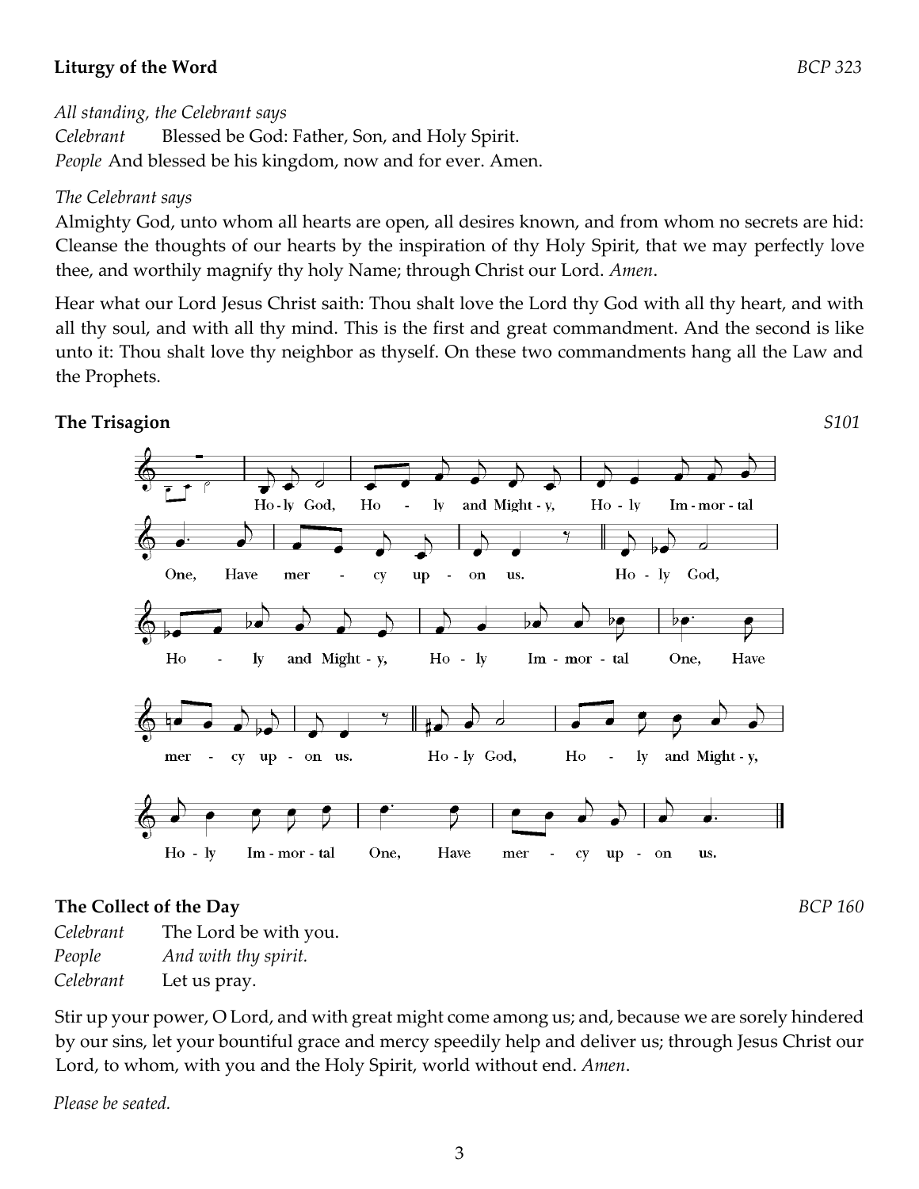**Liturgy of the Word** *BCP 323*

*All standing, the Celebrant says*

*Celebrant* Blessed be God: Father, Son, and Holy Spirit.

*People* And blessed be his kingdom, now and for ever. Amen.

*The Celebrant says*

Almighty God, unto whom all hearts are open, all desires known, and from whom no secrets are hid: Cleanse the thoughts of our hearts by the inspiration of thy Holy Spirit, that we may perfectly love thee, and worthily magnify thy holy Name; through Christ our Lord. *Amen*.

Hear what our Lord Jesus Christ saith: Thou shalt love the Lord thy God with all thy heart, and with all thy soul, and with all thy mind. This is the first and great commandment. And the second is like unto it: Thou shalt love thy neighbor as thyself. On these two commandments hang all the Law and the Prophets.

**The Trisagion** *S101*

Ho-ly God, Ho-ly and Might-y, Ho-ly Im-mor-tal One, Have mer-cy up-on us. Ho-ly God, Ho-ly and Might-y, Ho-ly Im-mor-tal One, Have mer-cy up-on us. Ho-ly God, Ho-ly and Might-y, Ho-ly Im-mor-tal One, Have mer-cy up-on us.

**The Collect of the Day** *BCP 160*

*Celebrant* The Lord be with you.

*People* *And with thy spirit.*

*Celebrant* Let us pray.

Stir up your power, O Lord, and with great might come among us; and, because we are sorely hindered by our sins, let your bountiful grace and mercy speedily help and deliver us; through Jesus Christ our Lord, to whom, with you and the Holy Spirit, world without end. *Amen*.

*Please be seated.*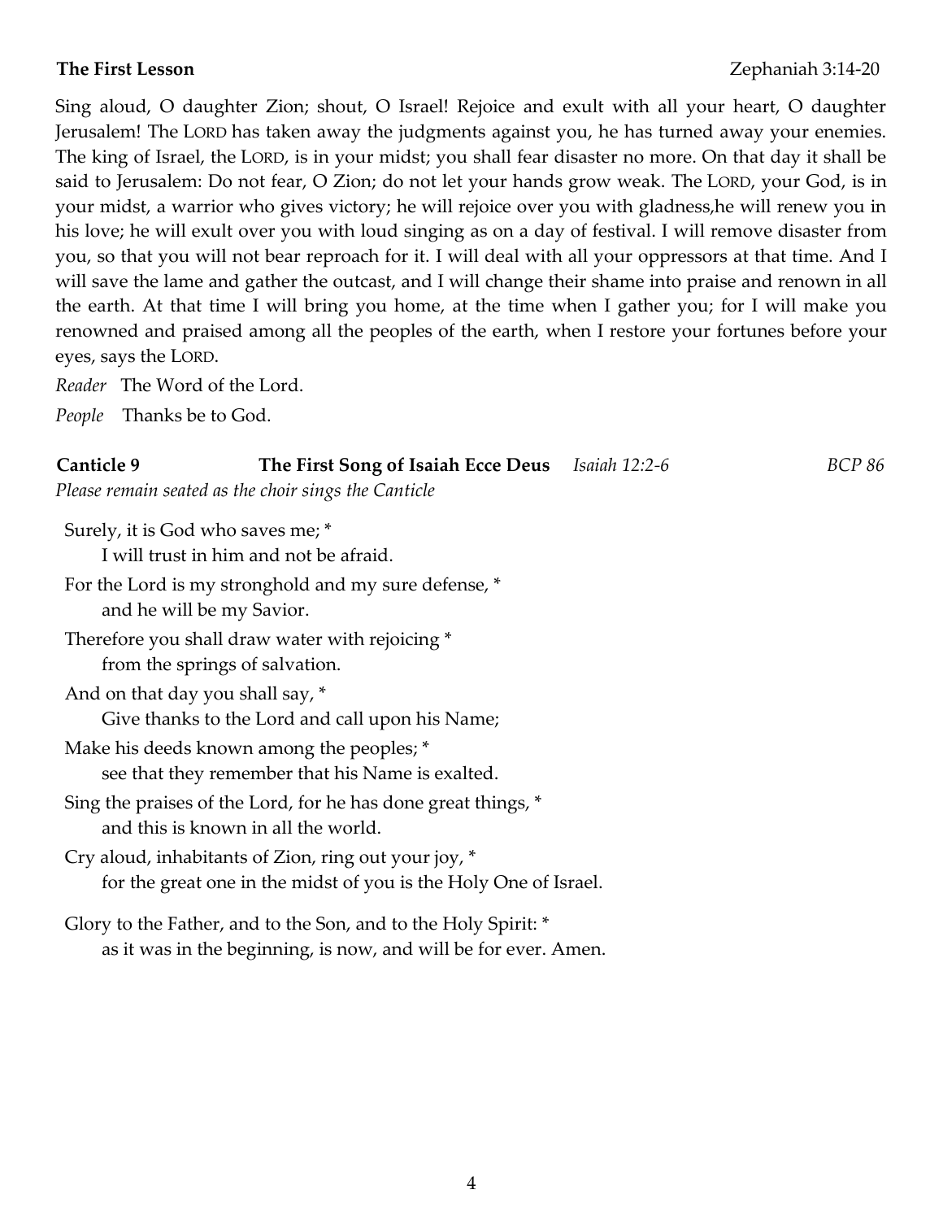**The First Lesson** Zephaniah 3:14-20

Sing aloud, O daughter Zion; shout, O Israel! Rejoice and exult with all your heart, O daughter Jerusalem! The LORD has taken away the judgments against you, he has turned away your enemies. The king of Israel, the LORD, is in your midst; you shall fear disaster no more. On that day it shall be said to Jerusalem: Do not fear, O Zion; do not let your hands grow weak. The LORD, your God, is in your midst, a warrior who gives victory; he will rejoice over you with gladness,he will renew you in his love; he will exult over you with loud singing as on a day of festival. I will remove disaster from you, so that you will not bear reproach for it. I will deal with all your oppressors at that time. And I will save the lame and gather the outcast, and I will change their shame into praise and renown in all the earth. At that time I will bring you home, at the time when I gather you; for I will make you renowned and praised among all the peoples of the earth, when I restore your fortunes before your eyes, says the LORD.

*Reader* The Word of the Lord.

*People* Thanks be to God.

**Canticle 9** **The First Song of Isaiah Ecce Deus** *Isaiah 12:2-6* *BCP 86*

*Please remain seated as the choir sings the Canticle*

Surely, it is God who saves me; *
    I will trust in him and not be afraid.

For the Lord is my stronghold and my sure defense, *
    and he will be my Savior.

Therefore you shall draw water with rejoicing *
    from the springs of salvation.

And on that day you shall say, *
    Give thanks to the Lord and call upon his Name;

Make his deeds known among the peoples; *
    see that they remember that his Name is exalted.

Sing the praises of the Lord, for he has done great things, *
    and this is known in all the world.

Cry aloud, inhabitants of Zion, ring out your joy, *
    for the great one in the midst of you is the Holy One of Israel.

Glory to the Father, and to the Son, and to the Holy Spirit: *
    as it was in the beginning, is now, and will be for ever. Amen.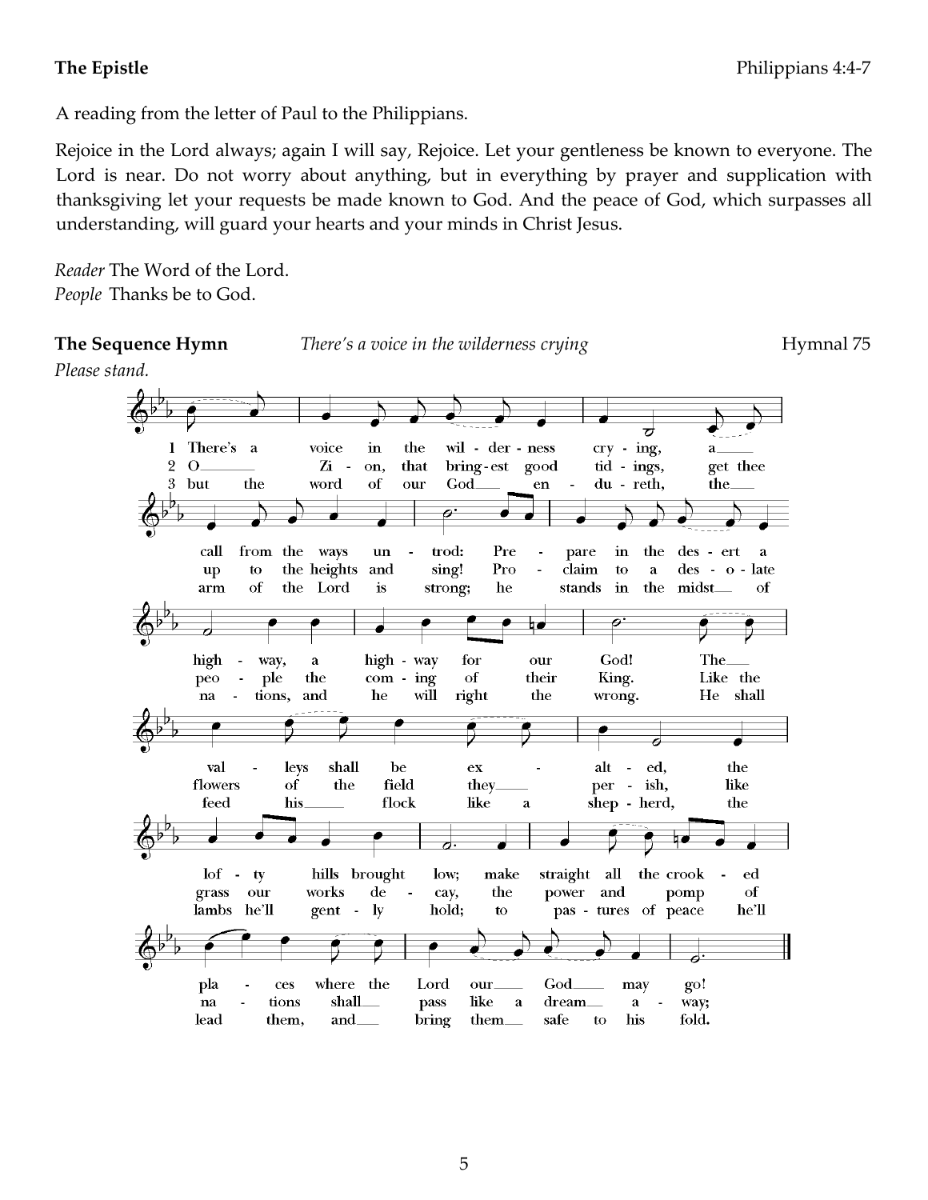**The Epistle** Philippians 4:4-7

A reading from the letter of Paul to the Philippians.

Rejoice in the Lord always; again I will say, Rejoice. Let your gentleness be known to everyone. The Lord is near. Do not worry about anything, but in everything by prayer and supplication with thanksgiving let your requests be made known to God. And the peace of God, which surpasses all understanding, will guard your hearts and your minds in Christ Jesus.

*Reader* The Word of the Lord.
*People* Thanks be to God.

**The Sequence Hymn** *There's a voice in the wilderness crying* Hymnal 75

*Please stand.*

1 There's a voice in the wilderness crying, a call from the ways untrod: Prepare in the desert a highway, a highway for our God! The valleys shall be exalted, the lofty hills brought low; make straight all the crooked places where the Lord our God may go!

2 O Zion, that bringest good tidings, get thee up to the heights and sing! Proclaim to a desolate people the coming of their King. Like the flowers of the field they perish, like grass our works decay, the power and pomp of nations shall pass like a dream away;

3 but the word of our God endureth, the arm of the Lord is strong; he stands in the midst of nations, and he will right the wrong. He shall feed his flock like a shepherd, the lambs he'll gently hold; to pastures of peace he'll lead them, and bring them safe to his fold.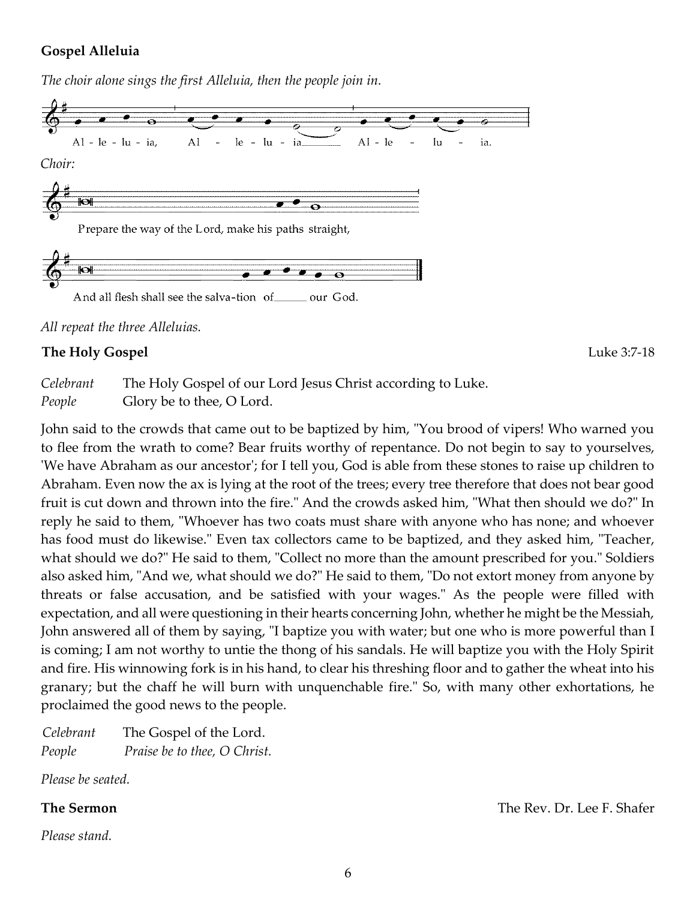**Gospel Alleluia**

*The choir alone sings the first Alleluia, then the people join in.*

Al - le - lu - ia, Al - le - lu - ia\_\_\_\_\_\_ Al - le - lu - ia.

*Choir:*

Prepare the way of the Lord, make his paths straight,

And all flesh shall see the salva-tion of\_\_\_\_\_\_ our God.

*All repeat the three Alleluias.*

**The Holy Gospel** Luke 3:7-18

*Celebrant* The Holy Gospel of our Lord Jesus Christ according to Luke.
*People* Glory be to thee, O Lord.

John said to the crowds that came out to be baptized by him, "You brood of vipers! Who warned you to flee from the wrath to come? Bear fruits worthy of repentance. Do not begin to say to yourselves, 'We have Abraham as our ancestor'; for I tell you, God is able from these stones to raise up children to Abraham. Even now the ax is lying at the root of the trees; every tree therefore that does not bear good fruit is cut down and thrown into the fire." And the crowds asked him, "What then should we do?" In reply he said to them, "Whoever has two coats must share with anyone who has none; and whoever has food must do likewise." Even tax collectors came to be baptized, and they asked him, "Teacher, what should we do?" He said to them, "Collect no more than the amount prescribed for you." Soldiers also asked him, "And we, what should we do?" He said to them, "Do not extort money from anyone by threats or false accusation, and be satisfied with your wages." As the people were filled with expectation, and all were questioning in their hearts concerning John, whether he might be the Messiah, John answered all of them by saying, "I baptize you with water; but one who is more powerful than I is coming; I am not worthy to untie the thong of his sandals. He will baptize you with the Holy Spirit and fire. His winnowing fork is in his hand, to clear his threshing floor and to gather the wheat into his granary; but the chaff he will burn with unquenchable fire." So, with many other exhortations, he proclaimed the good news to the people.

*Celebrant* The Gospel of the Lord.
*People* *Praise be to thee, O Christ.*

*Please be seated.*

**The Sermon** The Rev. Dr. Lee F. Shafer

*Please stand.*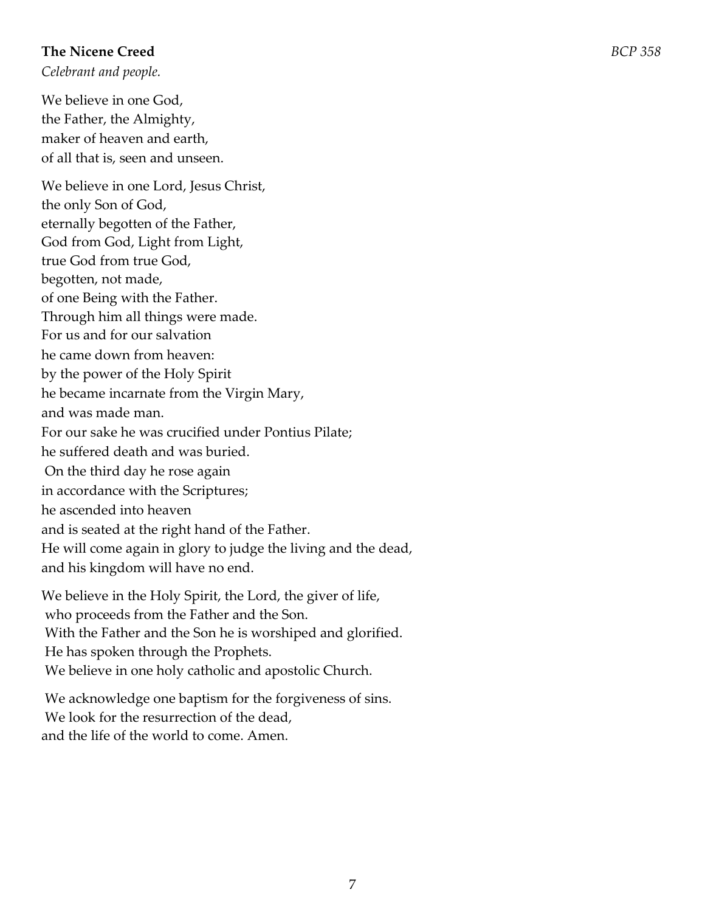**The Nicene Creed** *BCP 358*

*Celebrant and people.*

We believe in one God,  
the Father, the Almighty,  
maker of heaven and earth,  
of all that is, seen and unseen.

We believe in one Lord, Jesus Christ,  
the only Son of God,  
eternally begotten of the Father,  
God from God, Light from Light,  
true God from true God,  
begotten, not made,  
of one Being with the Father.  
Through him all things were made.  
For us and for our salvation  
he came down from heaven:  
by the power of the Holy Spirit  
he became incarnate from the Virgin Mary,  
and was made man.  
For our sake he was crucified under Pontius Pilate;  
he suffered death and was buried.  
On the third day he rose again  
in accordance with the Scriptures;  
he ascended into heaven  
and is seated at the right hand of the Father.  
He will come again in glory to judge the living and the dead,  
and his kingdom will have no end.

We believe in the Holy Spirit, the Lord, the giver of life,  
who proceeds from the Father and the Son.  
With the Father and the Son he is worshiped and glorified.  
He has spoken through the Prophets.  
We believe in one holy catholic and apostolic Church.

We acknowledge one baptism for the forgiveness of sins.  
We look for the resurrection of the dead,  
and the life of the world to come. Amen.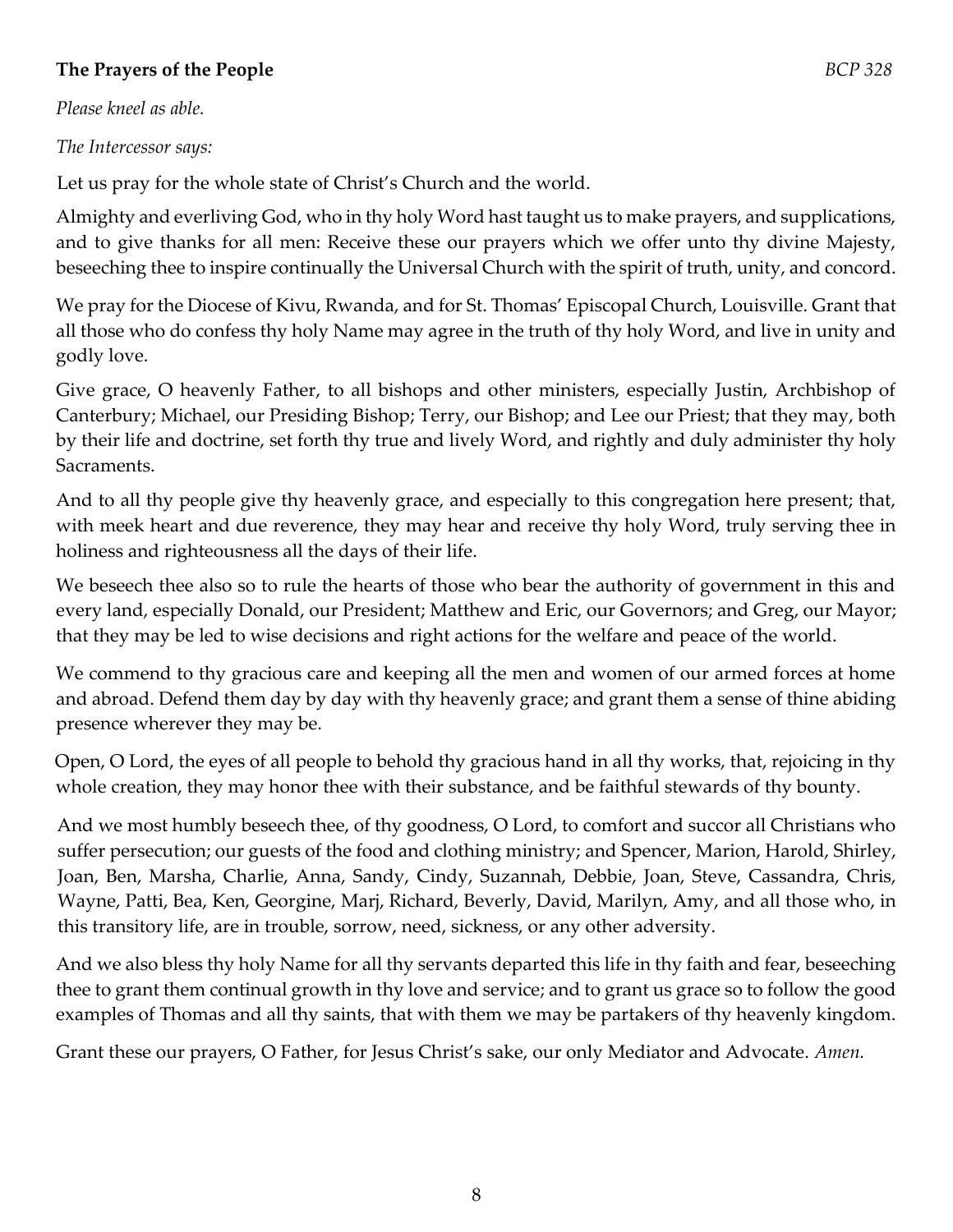**The Prayers of the People** *BCP 328*

*Please kneel as able.*

*The Intercessor says:*

Let us pray for the whole state of Christ's Church and the world.

Almighty and everliving God, who in thy holy Word hast taught us to make prayers, and supplications, and to give thanks for all men: Receive these our prayers which we offer unto thy divine Majesty, beseeching thee to inspire continually the Universal Church with the spirit of truth, unity, and concord.

We pray for the Diocese of Kivu, Rwanda, and for St. Thomas' Episcopal Church, Louisville. Grant that all those who do confess thy holy Name may agree in the truth of thy holy Word, and live in unity and godly love.

Give grace, O heavenly Father, to all bishops and other ministers, especially Justin, Archbishop of Canterbury; Michael, our Presiding Bishop; Terry, our Bishop; and Lee our Priest; that they may, both by their life and doctrine, set forth thy true and lively Word, and rightly and duly administer thy holy Sacraments.

And to all thy people give thy heavenly grace, and especially to this congregation here present; that, with meek heart and due reverence, they may hear and receive thy holy Word, truly serving thee in holiness and righteousness all the days of their life.

We beseech thee also so to rule the hearts of those who bear the authority of government in this and every land, especially Donald, our President; Matthew and Eric, our Governors; and Greg, our Mayor; that they may be led to wise decisions and right actions for the welfare and peace of the world.

We commend to thy gracious care and keeping all the men and women of our armed forces at home and abroad. Defend them day by day with thy heavenly grace; and grant them a sense of thine abiding presence wherever they may be.

Open, O Lord, the eyes of all people to behold thy gracious hand in all thy works, that, rejoicing in thy whole creation, they may honor thee with their substance, and be faithful stewards of thy bounty.

And we most humbly beseech thee, of thy goodness, O Lord, to comfort and succor all Christians who suffer persecution; our guests of the food and clothing ministry; and Spencer, Marion, Harold, Shirley, Joan, Ben, Marsha, Charlie, Anna, Sandy, Cindy, Suzannah, Debbie, Joan, Steve, Cassandra, Chris, Wayne, Patti, Bea, Ken, Georgine, Marj, Richard, Beverly, David, Marilyn, Amy, and all those who, in this transitory life, are in trouble, sorrow, need, sickness, or any other adversity.

And we also bless thy holy Name for all thy servants departed this life in thy faith and fear, beseeching thee to grant them continual growth in thy love and service; and to grant us grace so to follow the good examples of Thomas and all thy saints, that with them we may be partakers of thy heavenly kingdom.

Grant these our prayers, O Father, for Jesus Christ's sake, our only Mediator and Advocate. *Amen.*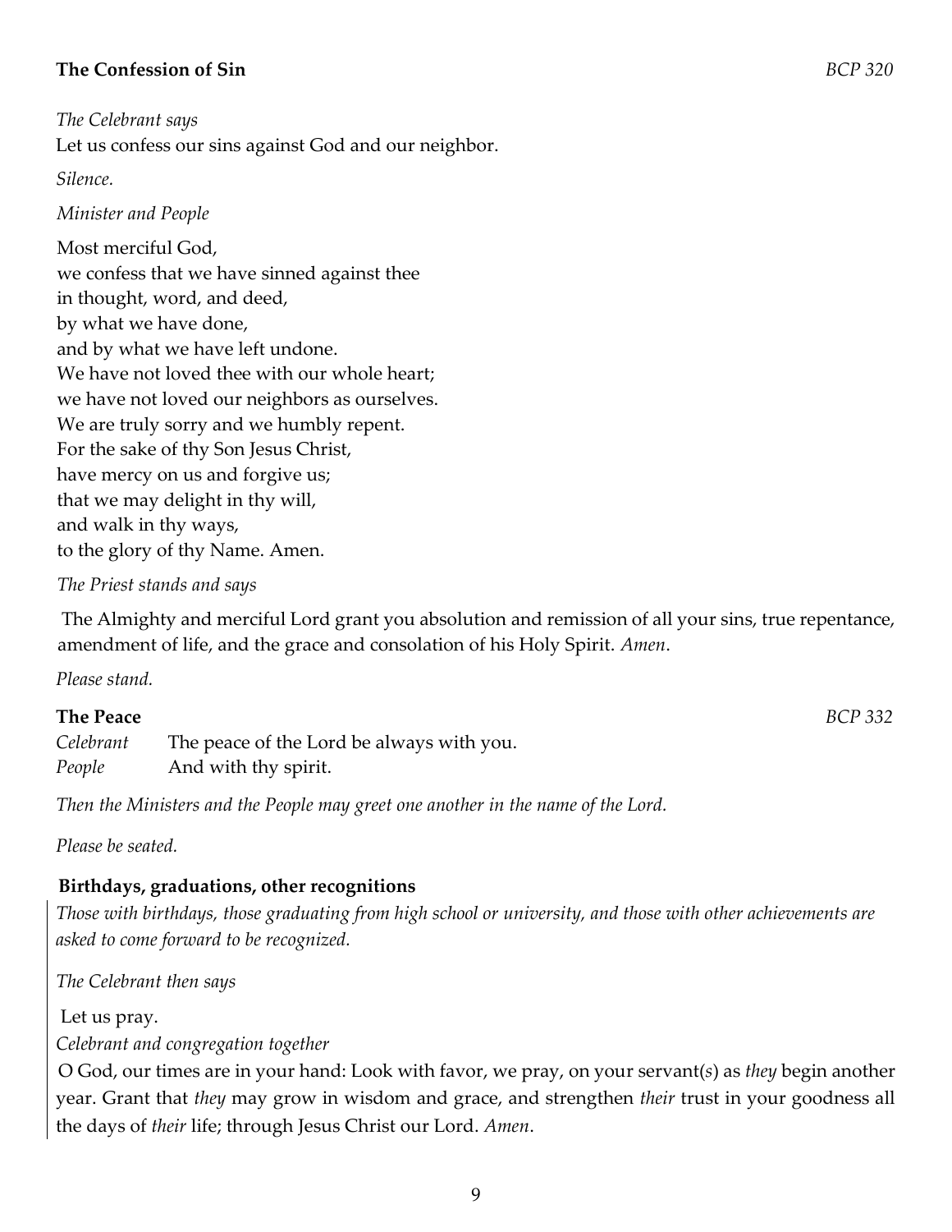### **The Confession of Sin** *BCP 320*

*The Celebrant says*

Let us confess our sins against God and our neighbor.

*Silence.*

*Minister and People*

Most merciful God,
we confess that we have sinned against thee
in thought, word, and deed,
by what we have done,
and by what we have left undone.
We have not loved thee with our whole heart;
we have not loved our neighbors as ourselves.
We are truly sorry and we humbly repent.
For the sake of thy Son Jesus Christ,
have mercy on us and forgive us;
that we may delight in thy will,
and walk in thy ways,
to the glory of thy Name. Amen.

*The Priest stands and says*

The Almighty and merciful Lord grant you absolution and remission of all your sins, true repentance, amendment of life, and the grace and consolation of his Holy Spirit. *Amen*.

*Please stand.*

### **The Peace** *BCP 332*

*Celebrant* The peace of the Lord be always with you.
*People* And with thy spirit.

*Then the Ministers and the People may greet one another in the name of the Lord.*

*Please be seated.*

### **Birthdays, graduations, other recognitions**

*Those with birthdays, those graduating from high school or university, and those with other achievements are asked to come forward to be recognized.*

*The Celebrant then says*

Let us pray.

*Celebrant and congregation together*

O God, our times are in your hand: Look with favor, we pray, on your servant(*s*) as *they* begin another year. Grant that *they* may grow in wisdom and grace, and strengthen *their* trust in your goodness all the days of *their* life; through Jesus Christ our Lord. *Amen*.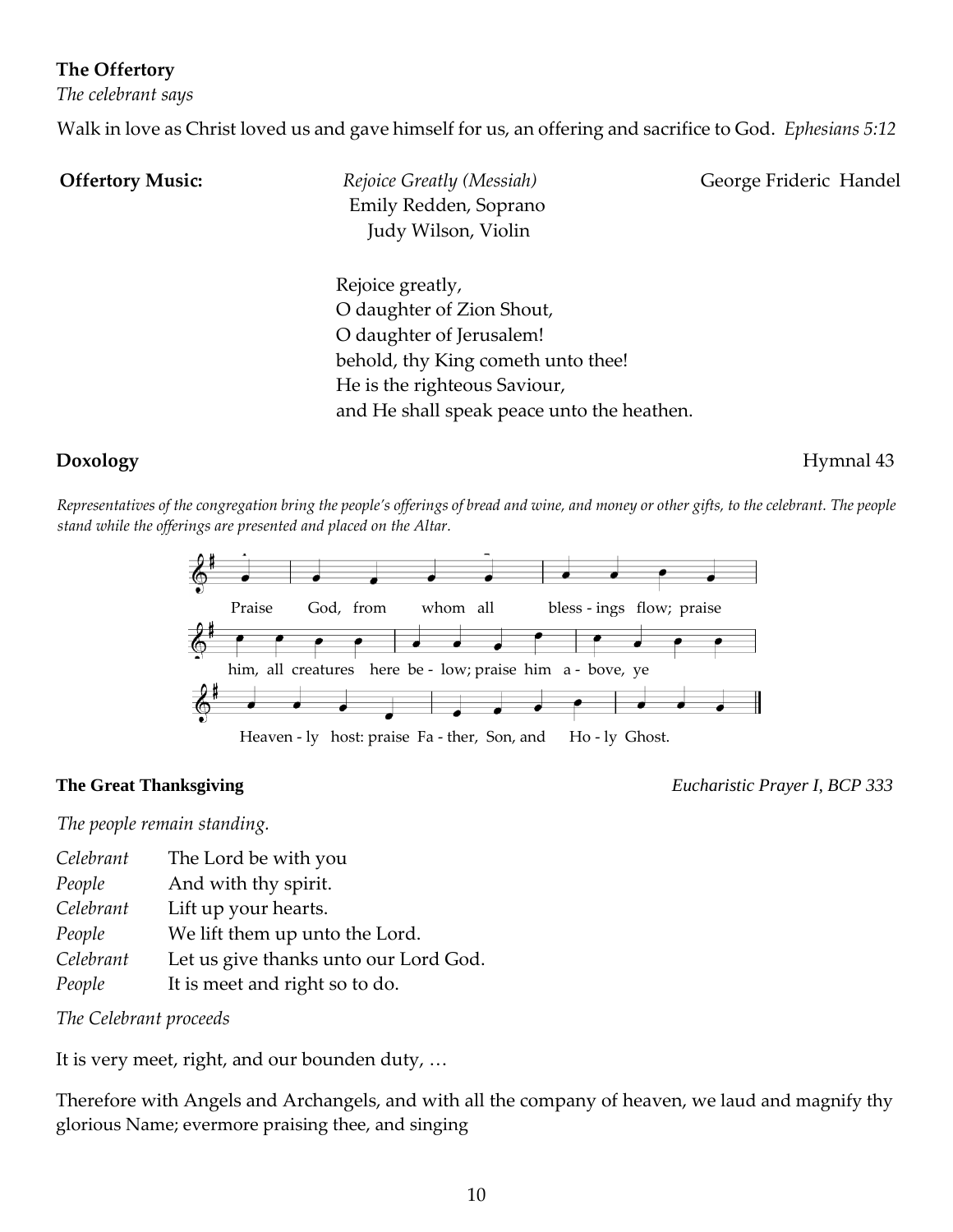**The Offertory**

*The celebrant says*

Walk in love as Christ loved us and gave himself for us, an offering and sacrifice to God. *Ephesians 5:12*

**Offertory Music:** *Rejoice Greatly (Messiah)* George Frideric Handel

Emily Redden, Soprano

Judy Wilson, Violin

Rejoice greatly,
O daughter of Zion Shout,
O daughter of Jerusalem!
behold, thy King cometh unto thee!
He is the righteous Saviour,
and He shall speak peace unto the heathen.

**Doxology** Hymnal 43

*Representatives of the congregation bring the people's offerings of bread and wine, and money or other gifts, to the celebrant. The people stand while the offerings are presented and placed on the Altar.*

Praise God, from whom all bless - ings flow; praise him, all creatures here be - low; praise him a - bove, ye Heaven - ly host: praise Fa - ther, Son, and Ho - ly Ghost.

**The Great Thanksgiving** *Eucharistic Prayer I, BCP 333*

*The people remain standing.*

*Celebrant* The Lord be with you
*People* And with thy spirit.
*Celebrant* Lift up your hearts.
*People* We lift them up unto the Lord.
*Celebrant* Let us give thanks unto our Lord God.
*People* It is meet and right so to do.

*The Celebrant proceeds*

It is very meet, right, and our bounden duty, …

Therefore with Angels and Archangels, and with all the company of heaven, we laud and magnify thy glorious Name; evermore praising thee, and singing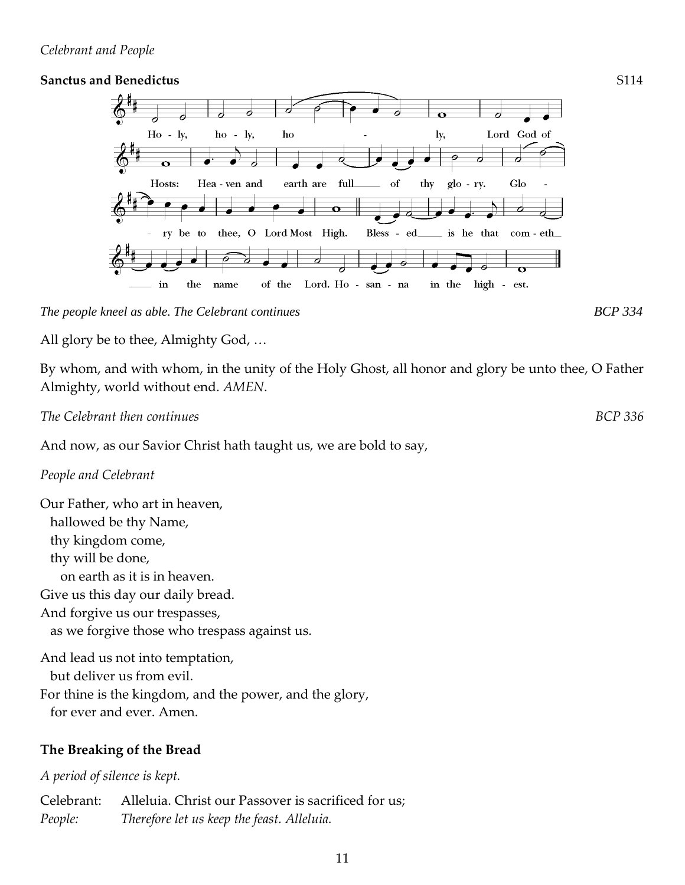*Celebrant and People*

**Sanctus and Benedictus** S114

Ho - ly, ho - ly, ho - ly, Lord God of Hosts: Hea - ven and earth are full of thy glo - ry. Glo - ry be to thee, O Lord Most High. Bless - ed is he that com - eth in the name of the Lord. Ho - san - na in the high - est.

*The people kneel as able. The Celebrant continues* *BCP 334*

All glory be to thee, Almighty God, …

By whom, and with whom, in the unity of the Holy Ghost, all honor and glory be unto thee, O Father Almighty, world without end. *AMEN*.

*The Celebrant then continues* *BCP 336*

And now, as our Savior Christ hath taught us, we are bold to say,

*People and Celebrant*

Our Father, who art in heaven,
  hallowed be thy Name,
  thy kingdom come,
  thy will be done,
    on earth as it is in heaven.
Give us this day our daily bread.
And forgive us our trespasses,
  as we forgive those who trespass against us.

And lead us not into temptation,
  but deliver us from evil.
For thine is the kingdom, and the power, and the glory,
  for ever and ever. Amen.

### The Breaking of the Bread

*A period of silence is kept.*

Celebrant: Alleluia. Christ our Passover is sacrificed for us;
*People: Therefore let us keep the feast. Alleluia.*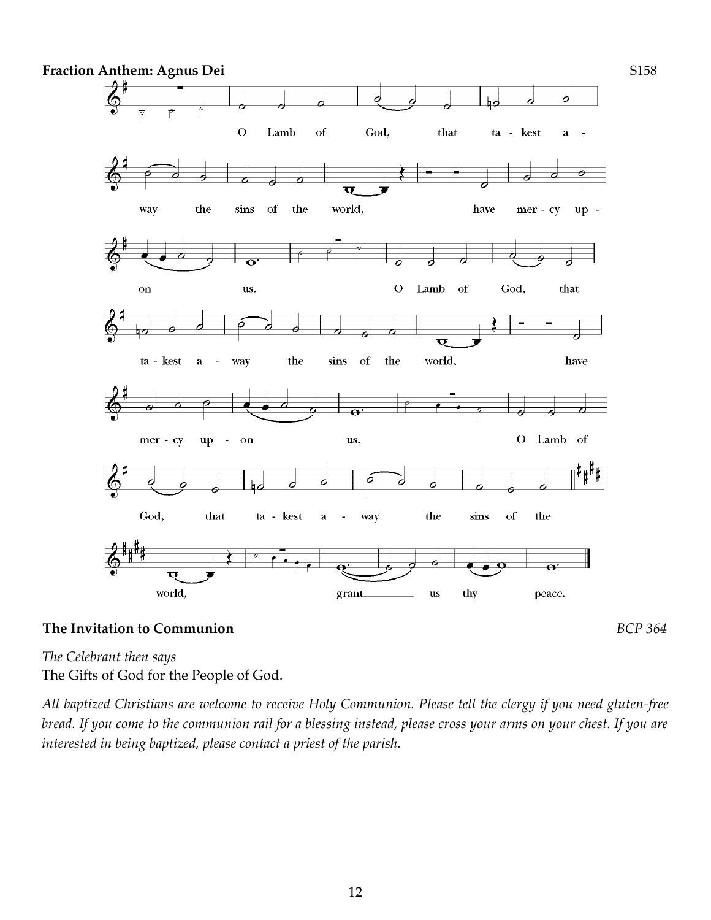**Fraction Anthem: Agnus Dei** S158

O Lamb of God, that ta - kest a - way the sins of the world, have mer - cy up - on us. O Lamb of God, that ta - kest a - way the sins of the world, have mer - cy up - on us. O Lamb of God, that ta - kest a - way the sins of the world, grant us thy peace.

**The Invitation to Communion** *BCP 364*

*The Celebrant then says*
The Gifts of God for the People of God.

*All baptized Christians are welcome to receive Holy Communion. Please tell the clergy if you need gluten-free bread. If you come to the communion rail for a blessing instead, please cross your arms on your chest. If you are interested in being baptized, please contact a priest of the parish.*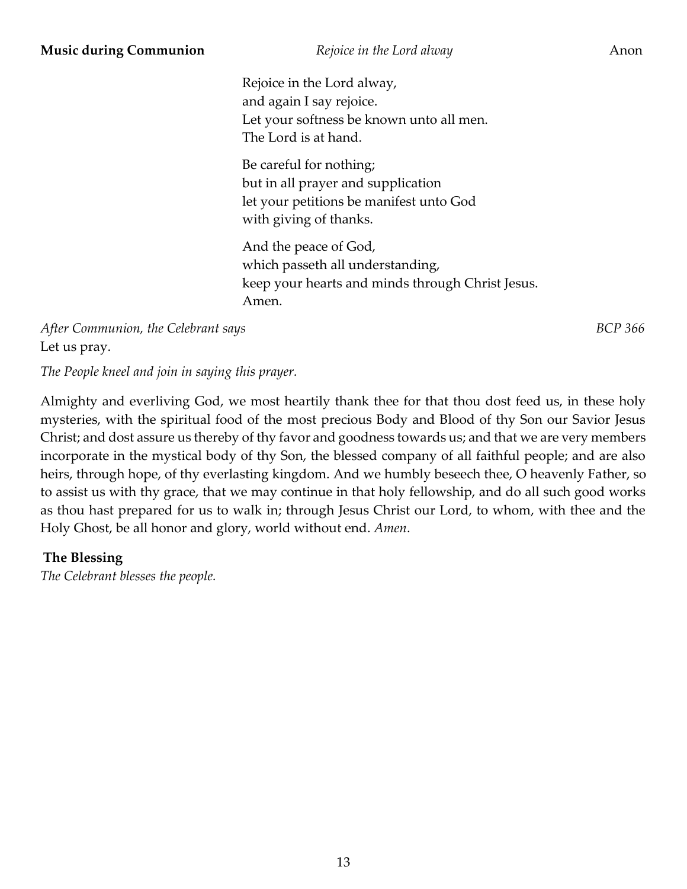**Music during Communion** *Rejoice in the Lord alway* Anon

Rejoice in the Lord alway,
and again I say rejoice.
Let your softness be known unto all men.
The Lord is at hand.

Be careful for nothing;
but in all prayer and supplication
let your petitions be manifest unto God
with giving of thanks.

And the peace of God,
which passeth all understanding,
keep your hearts and minds through Christ Jesus.
Amen.

*After Communion, the Celebrant says* *BCP 366*

Let us pray.

*The People kneel and join in saying this prayer.*

Almighty and everliving God, we most heartily thank thee for that thou dost feed us, in these holy mysteries, with the spiritual food of the most precious Body and Blood of thy Son our Savior Jesus Christ; and dost assure us thereby of thy favor and goodness towards us; and that we are very members incorporate in the mystical body of thy Son, the blessed company of all faithful people; and are also heirs, through hope, of thy everlasting kingdom. And we humbly beseech thee, O heavenly Father, so to assist us with thy grace, that we may continue in that holy fellowship, and do all such good works as thou hast prepared for us to walk in; through Jesus Christ our Lord, to whom, with thee and the Holy Ghost, be all honor and glory, world without end. *Amen*.

**The Blessing**

*The Celebrant blesses the people.*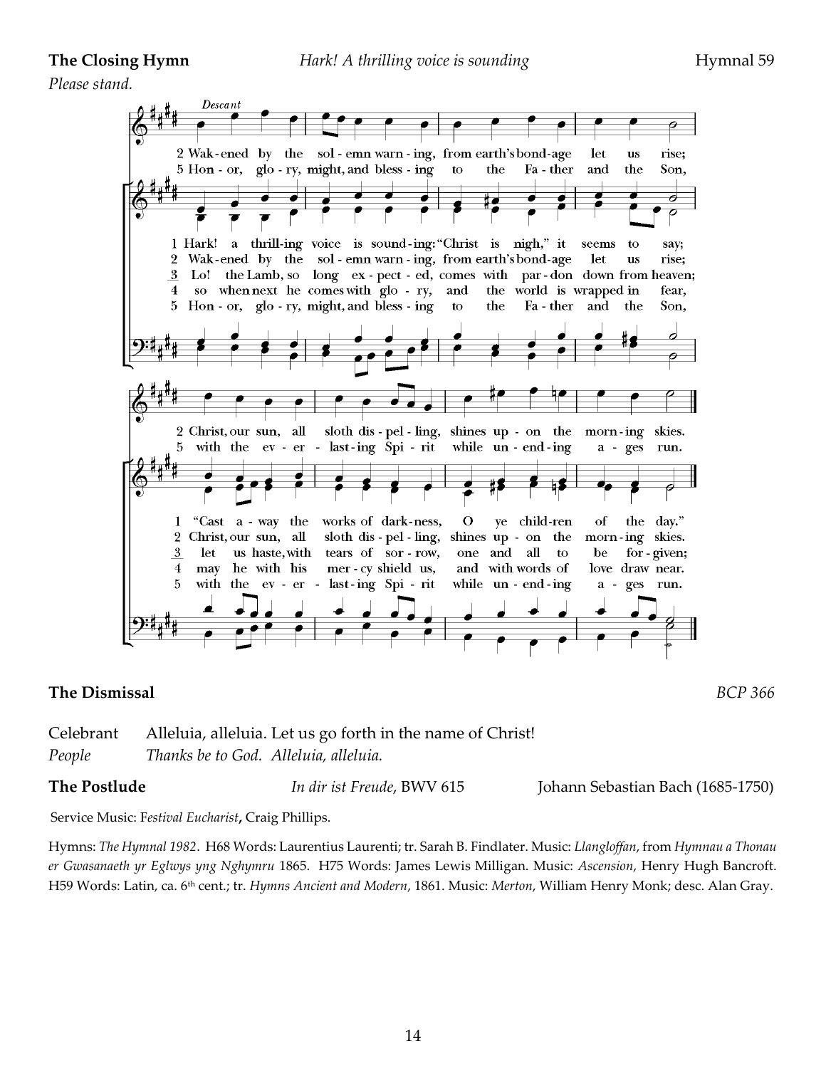**The Closing Hymn** *Hark! A thrilling voice is sounding* Hymnal 59

*Please stand.*

Descant

2 Wak-ened by the sol-emn warn-ing, from earth's bond-age let us rise;
5 Hon-or, glo-ry, might, and bless-ing to the Fa-ther and the Son,

1 Hark! a thrill-ing voice is sound-ing: "Christ is nigh," it seems to say;
2 Wak-ened by the sol-emn warn-ing, from earth's bond-age let us rise;
3 Lo! the Lamb, so long ex-pect-ed, comes with par-don down from heaven;
4 so when next he comes with glo-ry, and the world is wrapped in fear,
5 Hon-or, glo-ry, might, and bless-ing to the Fa-ther and the Son,

2 Christ, our sun, all sloth dis-pel-ling, shines up-on the morn-ing skies.
5 with the ev-er-last-ing Spi-rit while un-end-ing a-ges run.

1 "Cast a-way the works of dark-ness, O ye child-ren of the day."
2 Christ, our sun, all sloth dis-pel-ling, shines up-on the morn-ing skies.
3 let us haste, with tears of sor-row, one and all to be for-given;
4 may he with his mer-cy shield us, and with words of love draw near.
5 with the ev-er-last-ing Spi-rit while un-end-ing a-ges run.

**The Dismissal** *BCP 366*

Celebrant Alleluia, alleluia. Let us go forth in the name of Christ!
*People* *Thanks be to God. Alleluia, alleluia.*

**The Postlude** *In dir ist Freude*, BWV 615 Johann Sebastian Bach (1685-1750)

Service Music: F*estival Eucharist*, Craig Phillips.

Hymns: *The Hymnal 1982*. H68 Words: Laurentius Laurenti; tr. Sarah B. Findlater. Music: *Llangloffan*, from *Hymnau a Thonau er Gwasanaeth yr Eglwys yng Nghymru* 1865. H75 Words: James Lewis Milligan. Music: *Ascension*, Henry Hugh Bancroft. H59 Words: Latin, ca. 6th cent.; tr. *Hymns Ancient and Modern*, 1861. Music: *Merton*, William Henry Monk; desc. Alan Gray.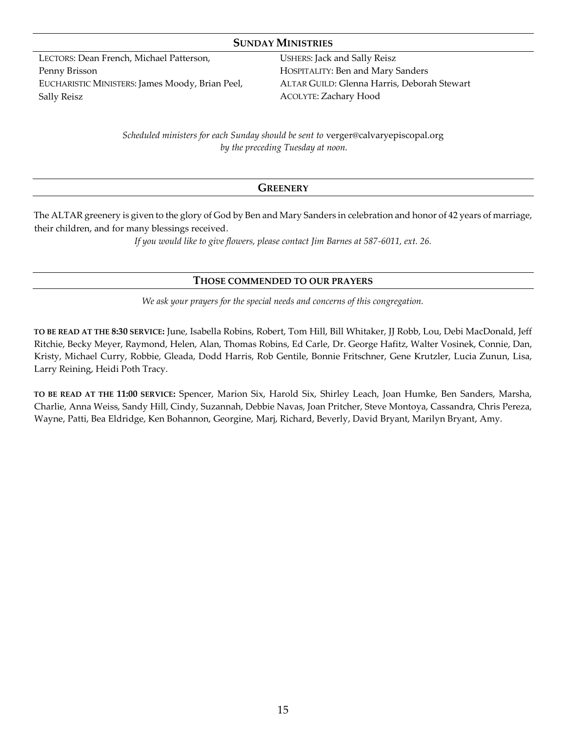## Sunday Ministries

LECTORS: Dean French, Michael Patterson, Penny Brisson

EUCHARISTIC MINISTERS: James Moody, Brian Peel, Sally Reisz

USHERS: Jack and Sally Reisz

HOSPITALITY: Ben and Mary Sanders

ALTAR GUILD: Glenna Harris, Deborah Stewart

ACOLYTE: Zachary Hood

*Scheduled ministers for each Sunday should be sent to* verger@calvaryepiscopal.org *by the preceding Tuesday at noon.*

## Greenery

The ALTAR greenery is given to the glory of God by Ben and Mary Sanders in celebration and honor of 42 years of marriage, their children, and for many blessings received.

*If you would like to give flowers, please contact Jim Barnes at 587-6011, ext. 26.*

## Those commended to our prayers

*We ask your prayers for the special needs and concerns of this congregation.*

**TO BE READ AT THE 8:30 SERVICE:** June, Isabella Robins, Robert, Tom Hill, Bill Whitaker, JJ Robb, Lou, Debi MacDonald, Jeff Ritchie, Becky Meyer, Raymond, Helen, Alan, Thomas Robins, Ed Carle, Dr. George Hafitz, Walter Vosinek, Connie, Dan, Kristy, Michael Curry, Robbie, Gleada, Dodd Harris, Rob Gentile, Bonnie Fritschner, Gene Krutzler, Lucia Zunun, Lisa, Larry Reining, Heidi Poth Tracy.

**TO BE READ AT THE 11:00 SERVICE:** Spencer, Marion Six, Harold Six, Shirley Leach, Joan Humke, Ben Sanders, Marsha, Charlie, Anna Weiss, Sandy Hill, Cindy, Suzannah, Debbie Navas, Joan Pritcher, Steve Montoya, Cassandra, Chris Pereza, Wayne, Patti, Bea Eldridge, Ken Bohannon, Georgine, Marj, Richard, Beverly, David Bryant, Marilyn Bryant, Amy.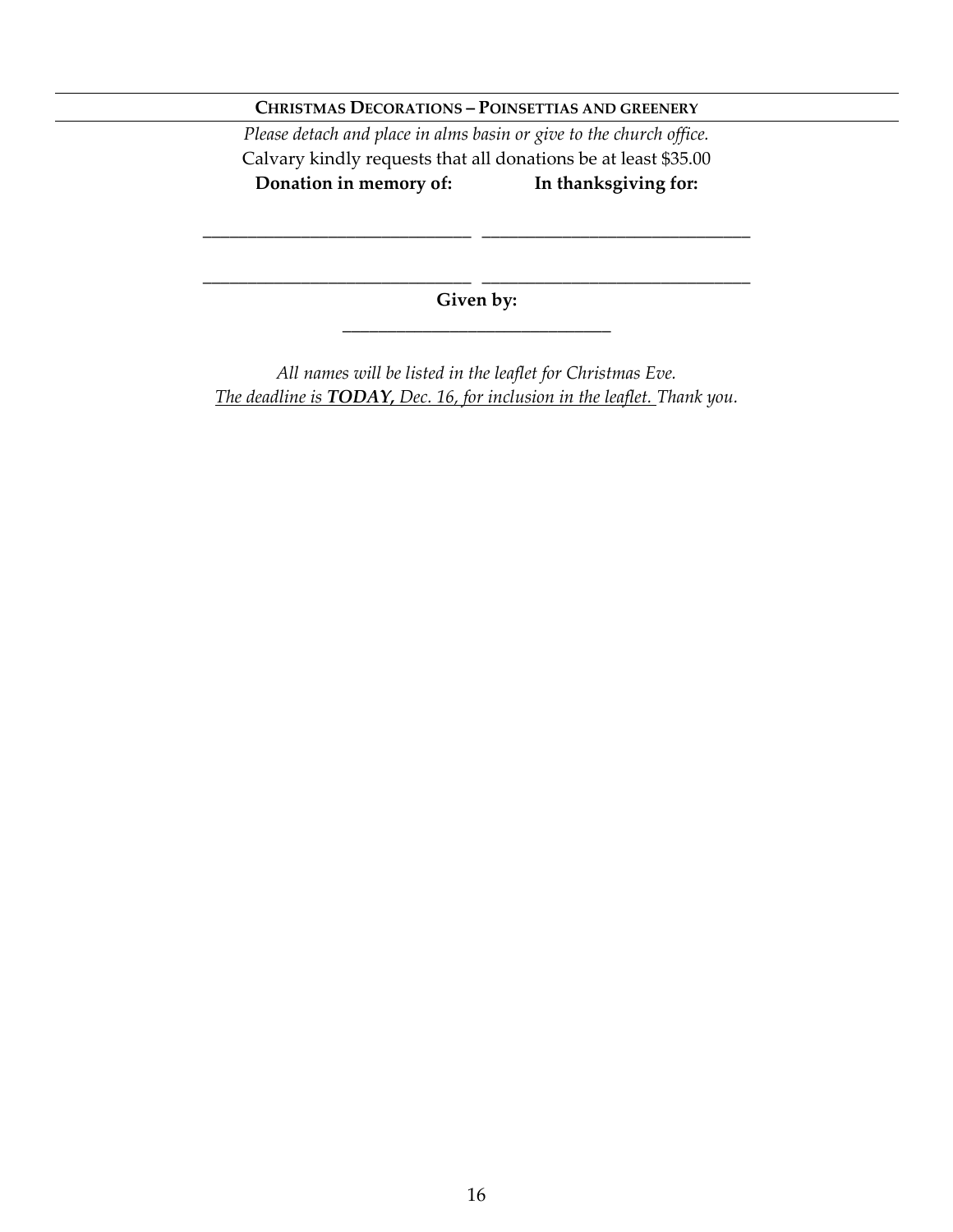## CHRISTMAS DECORATIONS – POINSETTIAS AND GREENERY

*Please detach and place in alms basin or give to the church office.*

Calvary kindly requests that all donations be at least $35.00

**Donation in memory of:** **In thanksgiving for:**

______________________________ ______________________________

______________________________ ______________________________

**Given by:**

______________________________

*All names will be listed in the leaflet for Christmas Eve.*

*The deadline is **TODAY,** Dec. 16, for inclusion in the leaflet. Thank you.*